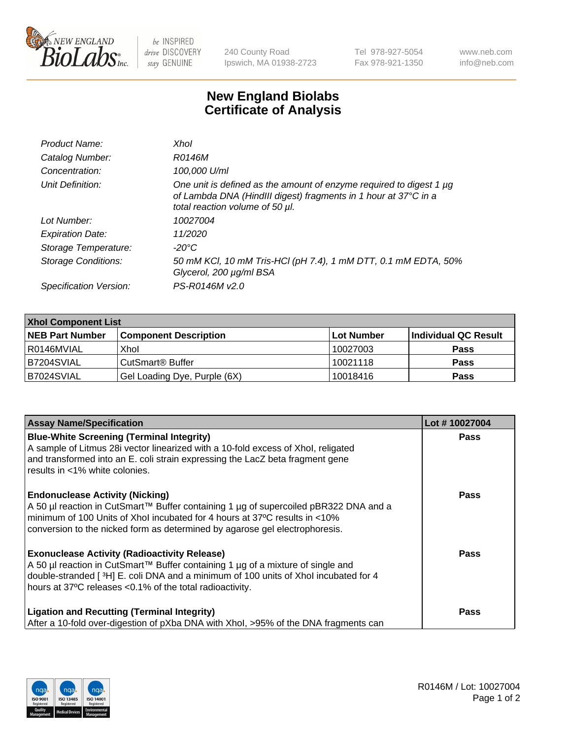# New England Biolabs Certificate of Analysis

| | |
|---|---|
| *Product Name:* | *XhoI* |
| *Catalog Number:* | *R0146M* |
| *Concentration:* | *100,000 U/ml* |
| *Unit Definition:* | *One unit is defined as the amount of enzyme required to digest 1 µg of Lambda DNA (HindIII digest) fragments in 1 hour at 37°C in a total reaction volume of 50 µl.* |
| *Lot Number:* | *10027004* |
| *Expiration Date:* | *11/2020* |
| *Storage Temperature:* | *-20°C* |
| *Storage Conditions:* | *50 mM KCl, 10 mM Tris-HCl (pH 7.4), 1 mM DTT, 0.1 mM EDTA, 50% Glycerol, 200 µg/ml BSA* |
| *Specification Version:* | *PS-R0146M v2.0* |

| XhoI Component List | | | |
|---|---|---|---|
| **NEB Part Number** | **Component Description** | **Lot Number** | **Individual QC Result** |
| R0146MVIAL | XhoI | 10027003 | **Pass** |
| B7204SVIAL | CutSmart® Buffer | 10021118 | **Pass** |
| B7024SVIAL | Gel Loading Dye, Purple (6X) | 10018416 | **Pass** |

| Assay Name/Specification | Lot # 10027004 |
|---|---|
| **Blue-White Screening (Terminal Integrity)** A sample of Litmus 28i vector linearized with a 10-fold excess of XhoI, religated and transformed into an E. coli strain expressing the LacZ beta fragment gene results in <1% white colonies. | **Pass** |
| **Endonuclease Activity (Nicking)** A 50 µl reaction in CutSmart™ Buffer containing 1 µg of supercoiled pBR322 DNA and a minimum of 100 Units of XhoI incubated for 4 hours at 37ºC results in <10% conversion to the nicked form as determined by agarose gel electrophoresis. | **Pass** |
| **Exonuclease Activity (Radioactivity Release)** A 50 µl reaction in CutSmart™ Buffer containing 1 µg of a mixture of single and double-stranded [ $^3$H] E. coli DNA and a minimum of 100 units of XhoI incubated for 4 hours at 37ºC releases <0.1% of the total radioactivity. | **Pass** |
| **Ligation and Recutting (Terminal Integrity)** After a 10-fold over-digestion of pXba DNA with XhoI, >95% of the DNA fragments can | **Pass** |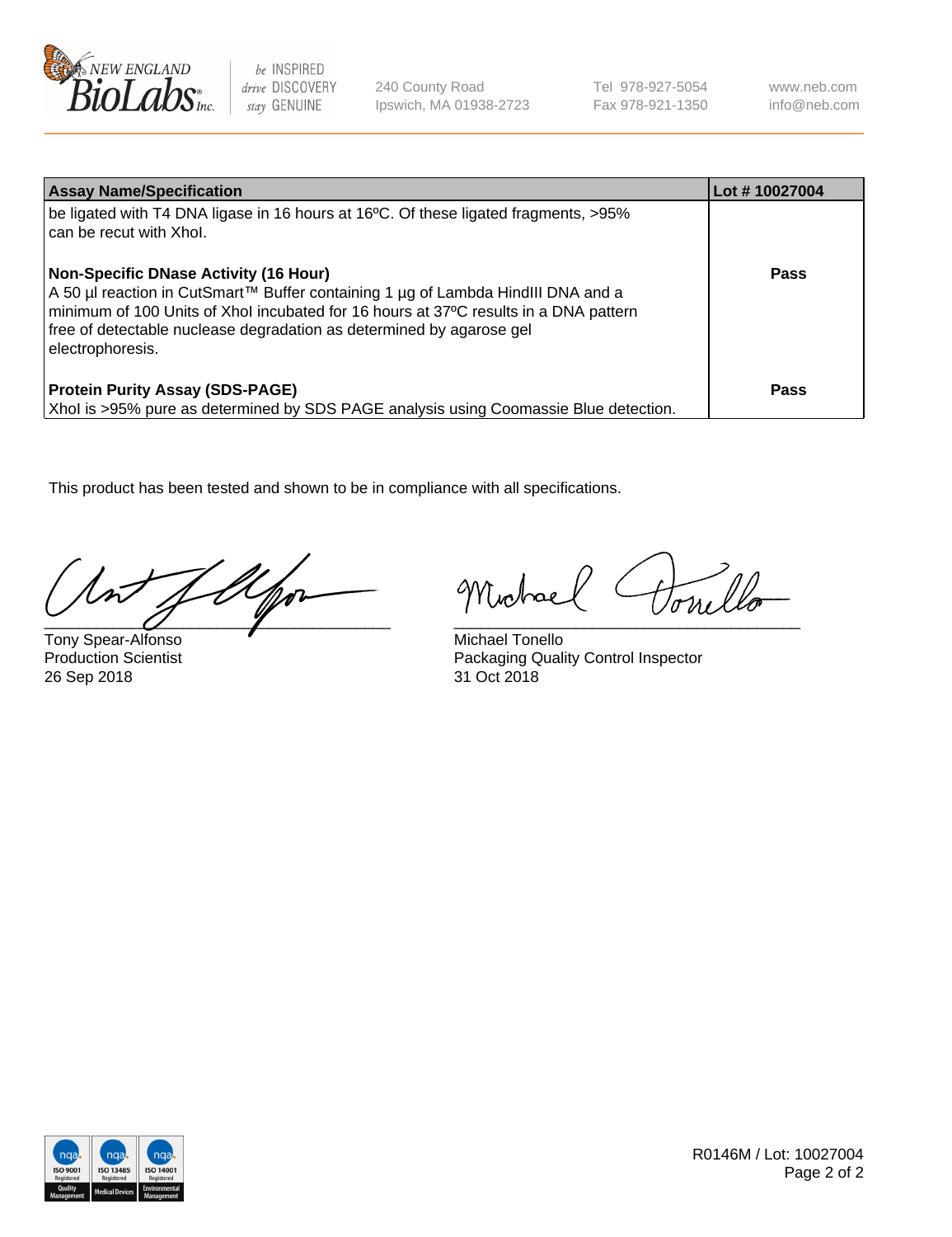| Assay Name/Specification | Lot # 10027004 |
|---|---|
| be ligated with T4 DNA ligase in 16 hours at 16ºC. Of these ligated fragments, >95% can be recut with XhoI. | |
| **Non-Specific DNase Activity (16 Hour)**<br>A 50 µl reaction in CutSmart™ Buffer containing 1 µg of Lambda HindIII DNA and a minimum of 100 Units of XhoI incubated for 16 hours at 37ºC results in a DNA pattern free of detectable nuclease degradation as determined by agarose gel electrophoresis. | **Pass** |
| **Protein Purity Assay (SDS-PAGE)**<br>XhoI is >95% pure as determined by SDS PAGE analysis using Coomassie Blue detection. | **Pass** |

This product has been tested and shown to be in compliance with all specifications.

Tony Spear-Alfonso
Production Scientist
26 Sep 2018

Michael Tonello
Packaging Quality Control Inspector
31 Oct 2018

R0146M / Lot: 10027004